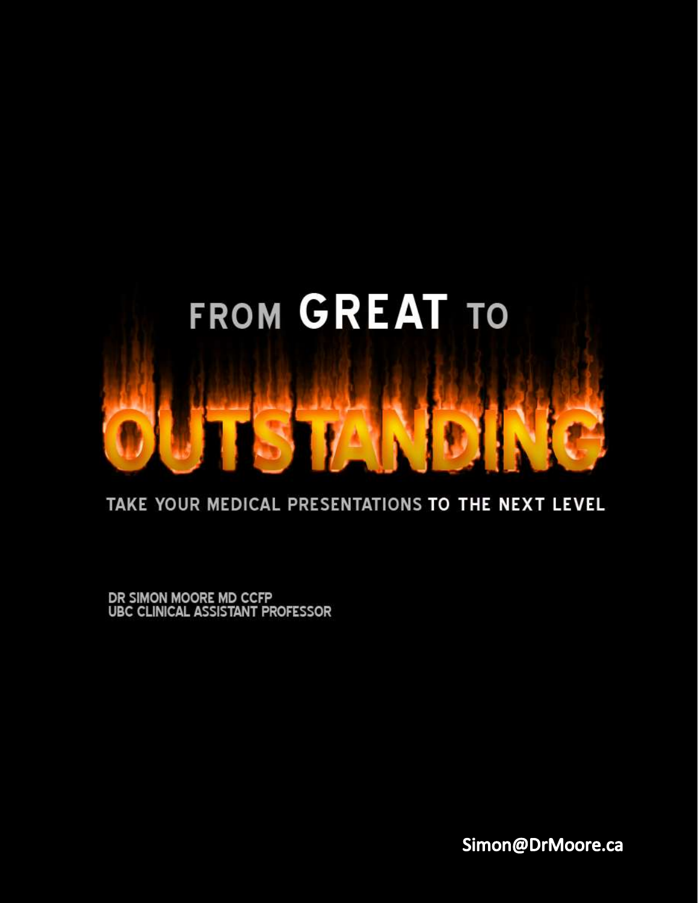# FROM GREAT TO OUTSTANDING

## TAKE YOUR MEDICAL PRESENTATIONS TO THE NEXT LEVEL

DR SIMON MOORE MD CCFP
UBC CLINICAL ASSISTANT PROFESSOR

Simon@DrMoore.ca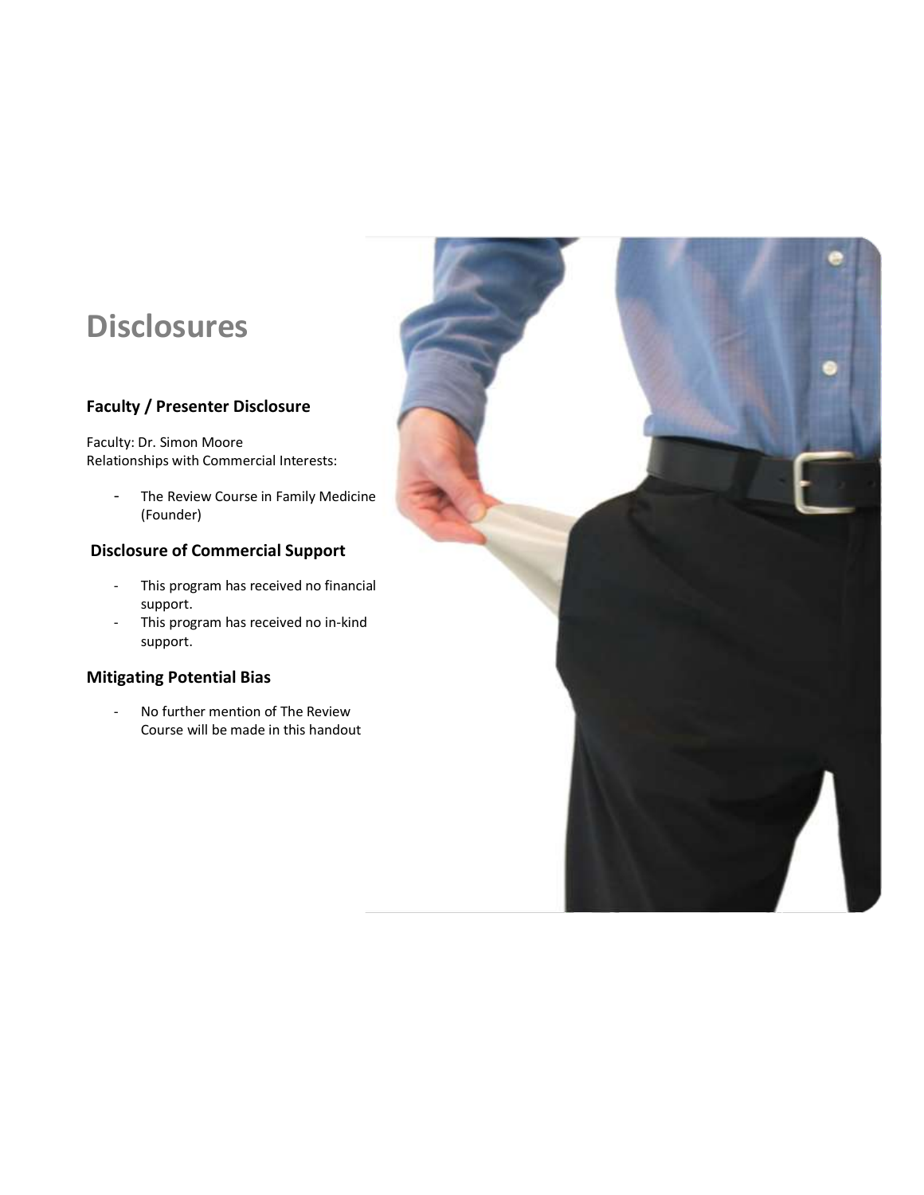# Disclosures

### Faculty / Presenter Disclosure

Faculty: Dr. Simon Moore
Relationships with Commercial Interests:

- The Review Course in Family Medicine (Founder)

### Disclosure of Commercial Support

- This program has received no financial support.
- This program has received no in-kind support.

### Mitigating Potential Bias

- No further mention of The Review Course will be made in this handout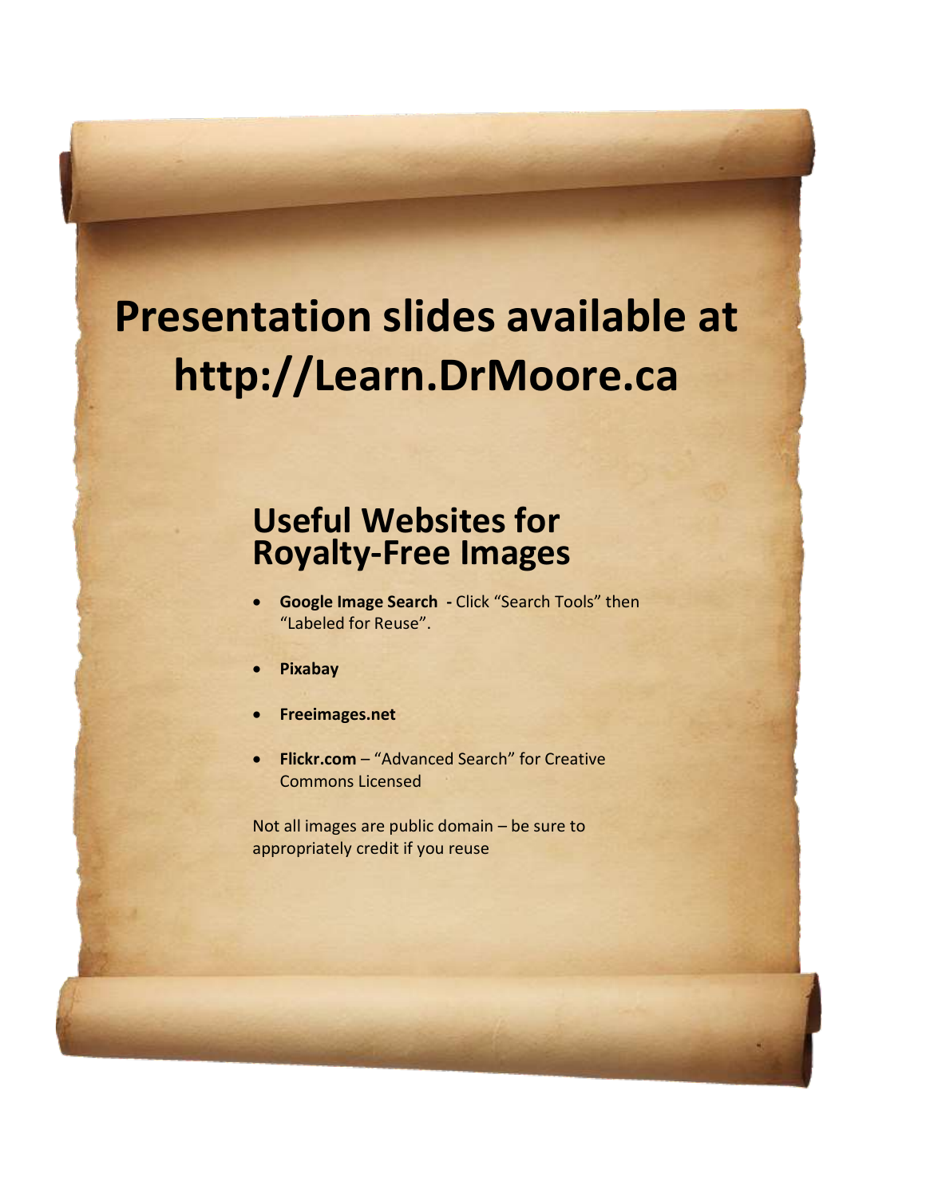# Presentation slides available at http://Learn.DrMoore.ca

## Useful Websites for Royalty-Free Images

- **Google Image Search** **-** Click “Search Tools” then “Labeled for Reuse”.
- **Pixabay**
- **Freeimages.net**
- **Flickr.com** – “Advanced Search” for Creative Commons Licensed

Not all images are public domain – be sure to appropriately credit if you reuse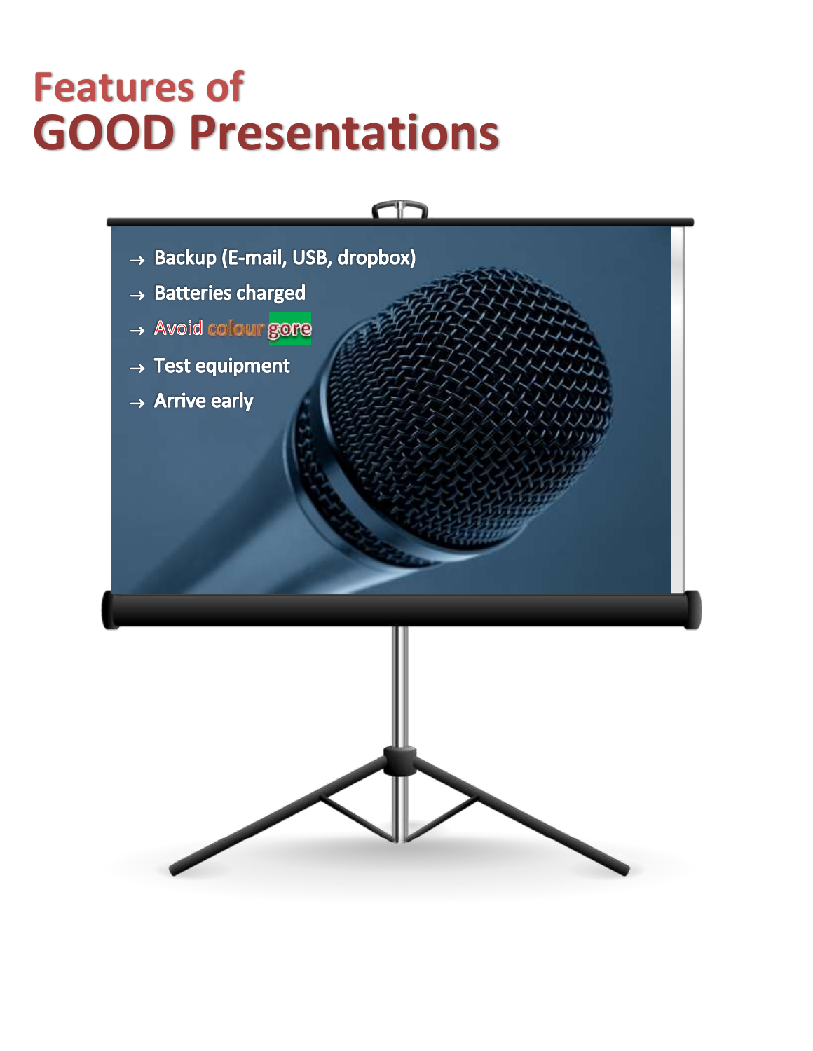# Features of
# GOOD Presentations

- → Backup (E-mail, USB, dropbox)
- → Batteries charged
- → Avoid colour gore
- → Test equipment
- → Arrive early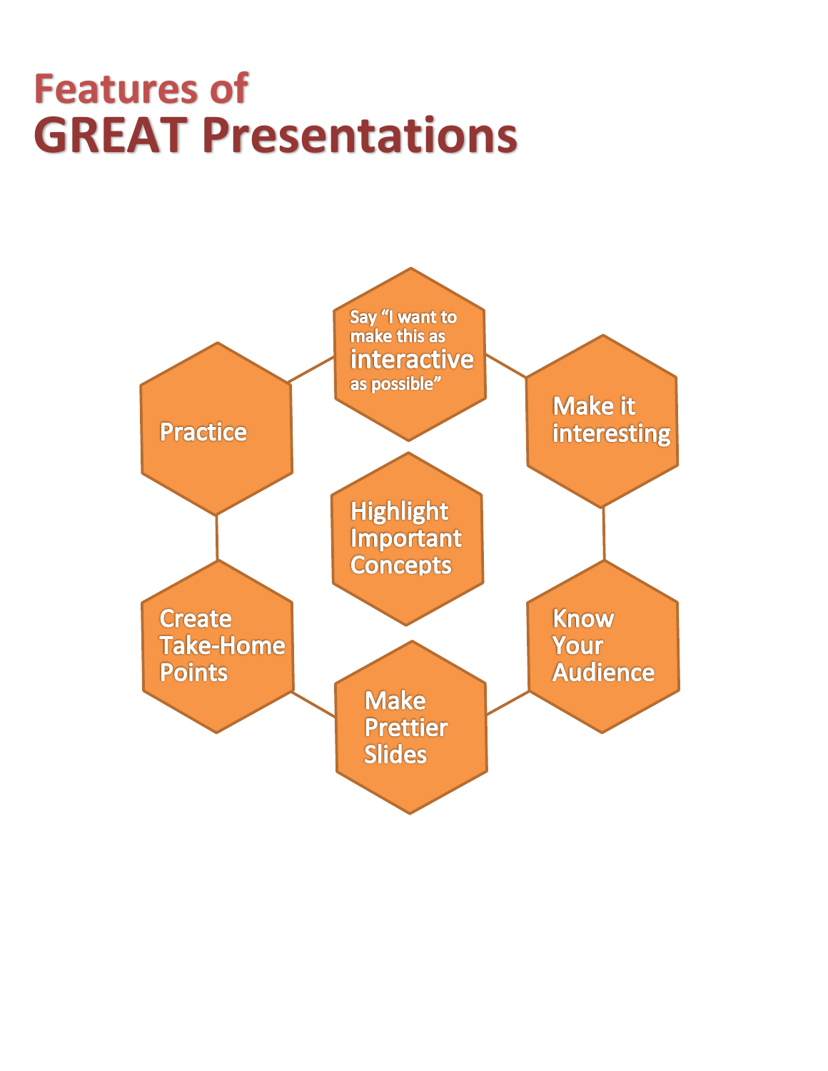# Features of GREAT Presentations

- Say "I want to make this as **interactive** as possible"
- Make it interesting
- Know Your Audience
- Make Prettier Slides
- Create Take-Home Points
- Practice
- Highlight Important Concepts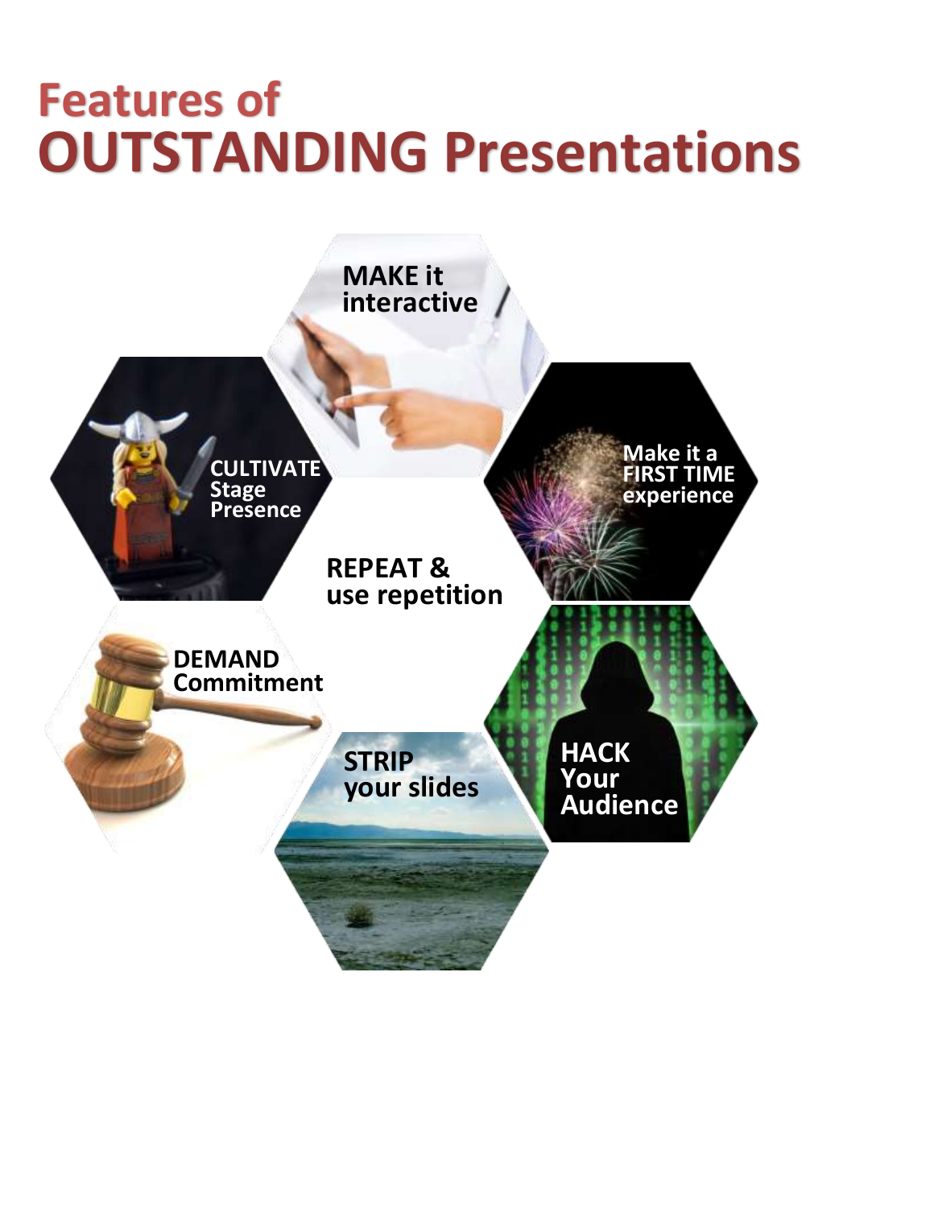# Features of
# OUTSTANDING Presentations

**MAKE it interactive**

**CULTIVATE Stage Presence**

**Make it a FIRST TIME experience**

**REPEAT & use repetition**

**DEMAND Commitment**

**HACK Your Audience**

**STRIP your slides**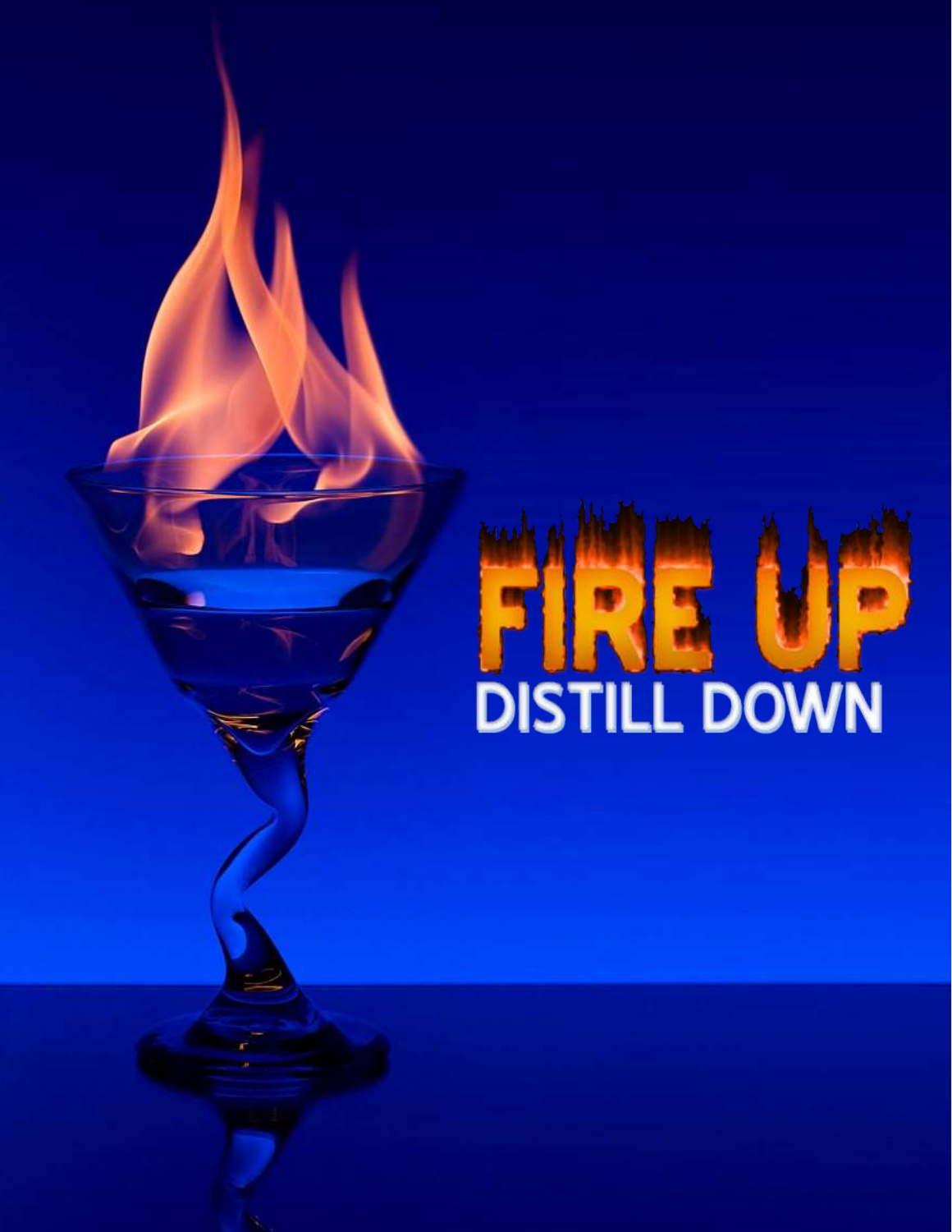# FIRE UP

## DISTILL DOWN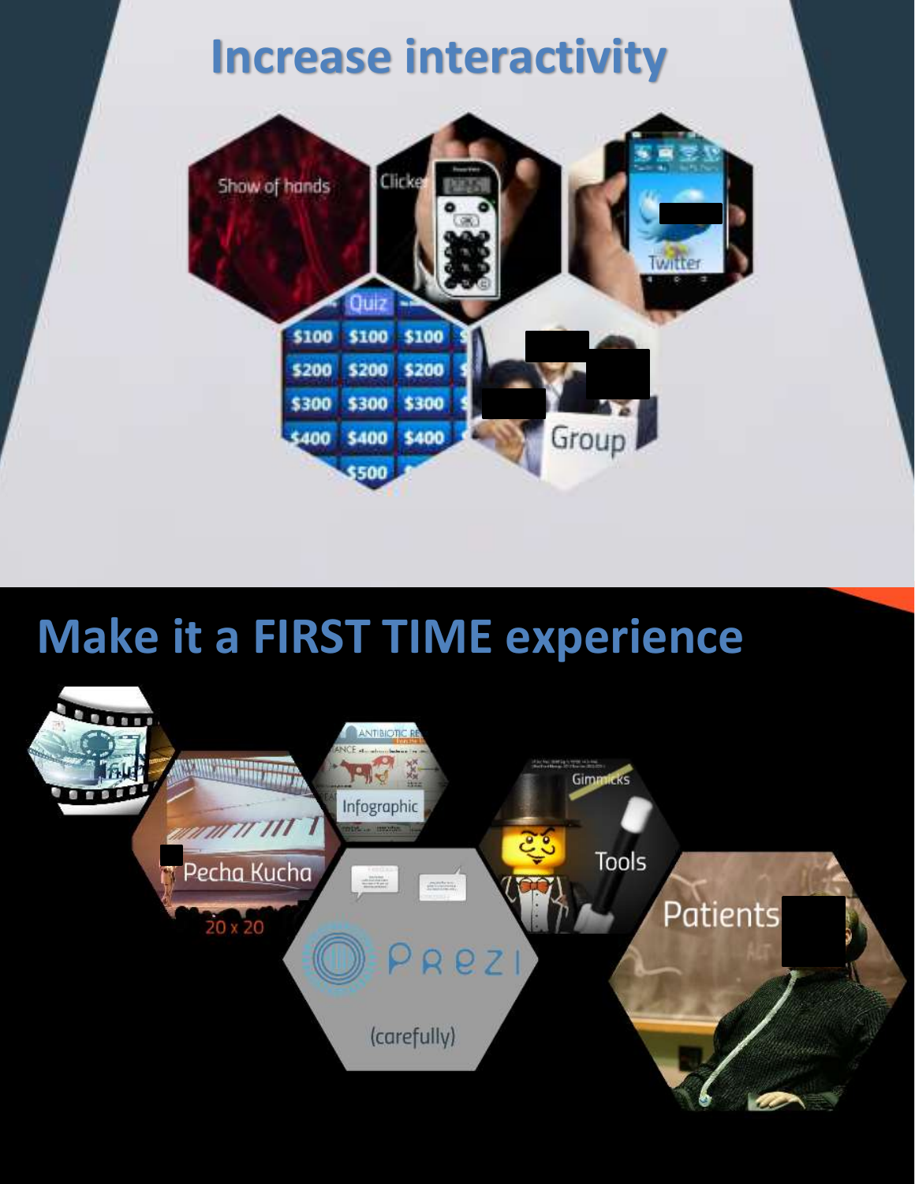# Increase interactivity

Show of hands

Clicker

Twitter

Quiz

$100 $100 $100
$200 $200 $200
$300 $300 $300
$400 $400 $400
$500

Group

# Make it a FIRST TIME experience

Film

Pecha Kucha

20 x 20

Infographic

Prezi

(carefully)

Gimmicks

Tools

Patients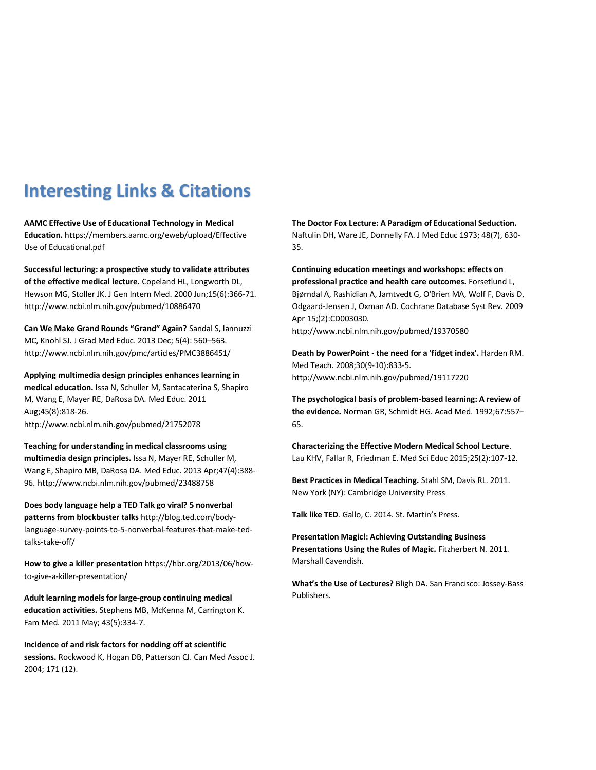# Interesting Links & Citations

**AAMC Effective Use of Educational Technology in Medical Education.** https://members.aamc.org/eweb/upload/Effective Use of Educational.pdf

**Successful lecturing: a prospective study to validate attributes of the effective medical lecture.** Copeland HL, Longworth DL, Hewson MG, Stoller JK. J Gen Intern Med. 2000 Jun;15(6):366-71. http://www.ncbi.nlm.nih.gov/pubmed/10886470

**Can We Make Grand Rounds "Grand" Again?** Sandal S, Iannuzzi MC, Knohl SJ. J Grad Med Educ. 2013 Dec; 5(4): 560–563. http://www.ncbi.nlm.nih.gov/pmc/articles/PMC3886451/

**Applying multimedia design principles enhances learning in medical education.** Issa N, Schuller M, Santacaterina S, Shapiro M, Wang E, Mayer RE, DaRosa DA. Med Educ. 2011 Aug;45(8):818-26. http://www.ncbi.nlm.nih.gov/pubmed/21752078

**Teaching for understanding in medical classrooms using multimedia design principles.** Issa N, Mayer RE, Schuller M, Wang E, Shapiro MB, DaRosa DA. Med Educ. 2013 Apr;47(4):388-96. http://www.ncbi.nlm.nih.gov/pubmed/23488758

**Does body language help a TED Talk go viral? 5 nonverbal patterns from blockbuster talks** http://blog.ted.com/body-language-survey-points-to-5-nonverbal-features-that-make-ted-talks-take-off/

**How to give a killer presentation** https://hbr.org/2013/06/how-to-give-a-killer-presentation/

**Adult learning models for large-group continuing medical education activities.** Stephens MB, McKenna M, Carrington K. Fam Med. 2011 May; 43(5):334-7.

**Incidence of and risk factors for nodding off at scientific sessions.** Rockwood K, Hogan DB, Patterson CJ. Can Med Assoc J. 2004; 171 (12).

**The Doctor Fox Lecture: A Paradigm of Educational Seduction.** Naftulin DH, Ware JE, Donnelly FA. J Med Educ 1973; 48(7), 630-35.

**Continuing education meetings and workshops: effects on professional practice and health care outcomes.** Forsetlund L, Bjørndal A, Rashidian A, Jamtvedt G, O'Brien MA, Wolf F, Davis D, Odgaard-Jensen J, Oxman AD. Cochrane Database Syst Rev. 2009 Apr 15;(2):CD003030. http://www.ncbi.nlm.nih.gov/pubmed/19370580

**Death by PowerPoint - the need for a 'fidget index'.** Harden RM. Med Teach. 2008;30(9-10):833-5. http://www.ncbi.nlm.nih.gov/pubmed/19117220

**The psychological basis of problem-based learning: A review of the evidence.** Norman GR, Schmidt HG. Acad Med. 1992;67:557–65.

**Characterizing the Effective Modern Medical School Lecture**. Lau KHV, Fallar R, Friedman E. Med Sci Educ 2015;25(2):107-12.

**Best Practices in Medical Teaching.** Stahl SM, Davis RL. 2011. New York (NY): Cambridge University Press

**Talk like TED**. Gallo, C. 2014. St. Martin's Press.

**Presentation Magic!: Achieving Outstanding Business Presentations Using the Rules of Magic.** Fitzherbert N. 2011. Marshall Cavendish.

**What's the Use of Lectures?** Bligh DA. San Francisco: Jossey-Bass Publishers.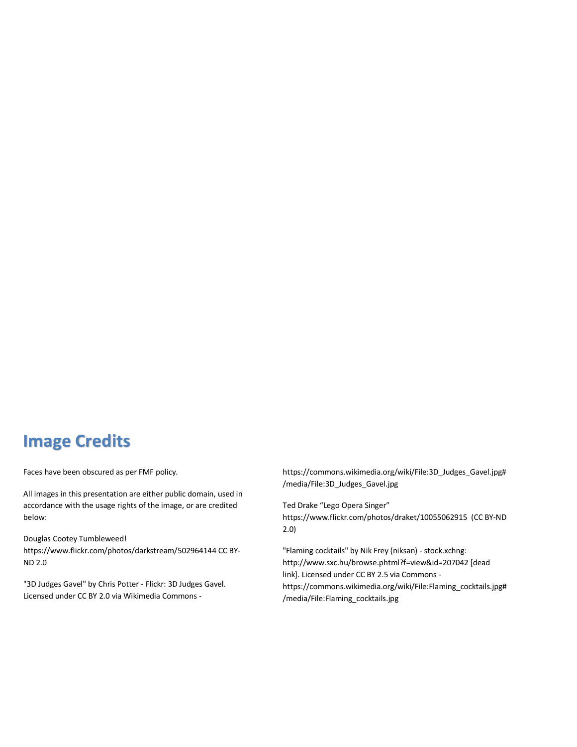# Image Credits

Faces have been obscured as per FMF policy.

All images in this presentation are either public domain, used in accordance with the usage rights of the image, or are credited below:

Douglas Cootey Tumbleweed! https://www.flickr.com/photos/darkstream/502964144 CC BY-ND 2.0

"3D Judges Gavel" by Chris Potter - Flickr: 3D Judges Gavel. Licensed under CC BY 2.0 via Wikimedia Commons - https://commons.wikimedia.org/wiki/File:3D_Judges_Gavel.jpg#/media/File:3D_Judges_Gavel.jpg

Ted Drake "Lego Opera Singer" https://www.flickr.com/photos/draket/10055062915 (CC BY-ND 2.0)

"Flaming cocktails" by Nik Frey (niksan) - stock.xchng: http://www.sxc.hu/browse.phtml?f=view&id=207042 [dead link]. Licensed under CC BY 2.5 via Commons - https://commons.wikimedia.org/wiki/File:Flaming_cocktails.jpg#/media/File:Flaming_cocktails.jpg